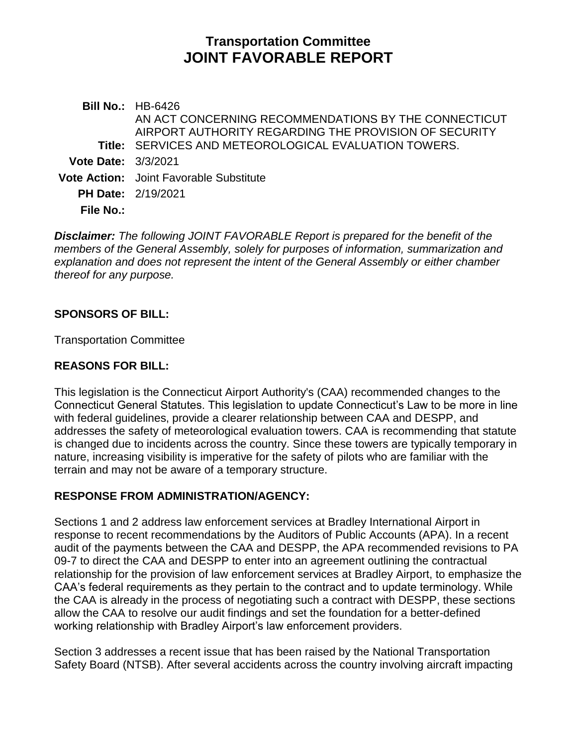# Transportation Committee
# JOINT FAVORABLE REPORT

| | |
|---|---|
| **Bill No.:** | HB-6426 |
| **Title:** | AN ACT CONCERNING RECOMMENDATIONS BY THE CONNECTICUT AIRPORT AUTHORITY REGARDING THE PROVISION OF SECURITY SERVICES AND METEOROLOGICAL EVALUATION TOWERS. |
| **Vote Date:** | 3/3/2021 |
| **Vote Action:** | Joint Favorable Substitute |
| **PH Date:** | 2/19/2021 |
| **File No.:** | |

***Disclaimer:*** *The following JOINT FAVORABLE Report is prepared for the benefit of the members of the General Assembly, solely for purposes of information, summarization and explanation and does not represent the intent of the General Assembly or either chamber thereof for any purpose.*

## SPONSORS OF BILL:

Transportation Committee

## REASONS FOR BILL:

This legislation is the Connecticut Airport Authority's (CAA) recommended changes to the Connecticut General Statutes. This legislation to update Connecticut's Law to be more in line with federal guidelines, provide a clearer relationship between CAA and DESPP, and addresses the safety of meteorological evaluation towers. CAA is recommending that statute is changed due to incidents across the country. Since these towers are typically temporary in nature, increasing visibility is imperative for the safety of pilots who are familiar with the terrain and may not be aware of a temporary structure.

## RESPONSE FROM ADMINISTRATION/AGENCY:

Sections 1 and 2 address law enforcement services at Bradley International Airport in response to recent recommendations by the Auditors of Public Accounts (APA). In a recent audit of the payments between the CAA and DESPP, the APA recommended revisions to PA 09-7 to direct the CAA and DESPP to enter into an agreement outlining the contractual relationship for the provision of law enforcement services at Bradley Airport, to emphasize the CAA's federal requirements as they pertain to the contract and to update terminology. While the CAA is already in the process of negotiating such a contract with DESPP, these sections allow the CAA to resolve our audit findings and set the foundation for a better-defined working relationship with Bradley Airport's law enforcement providers.

Section 3 addresses a recent issue that has been raised by the National Transportation Safety Board (NTSB). After several accidents across the country involving aircraft impacting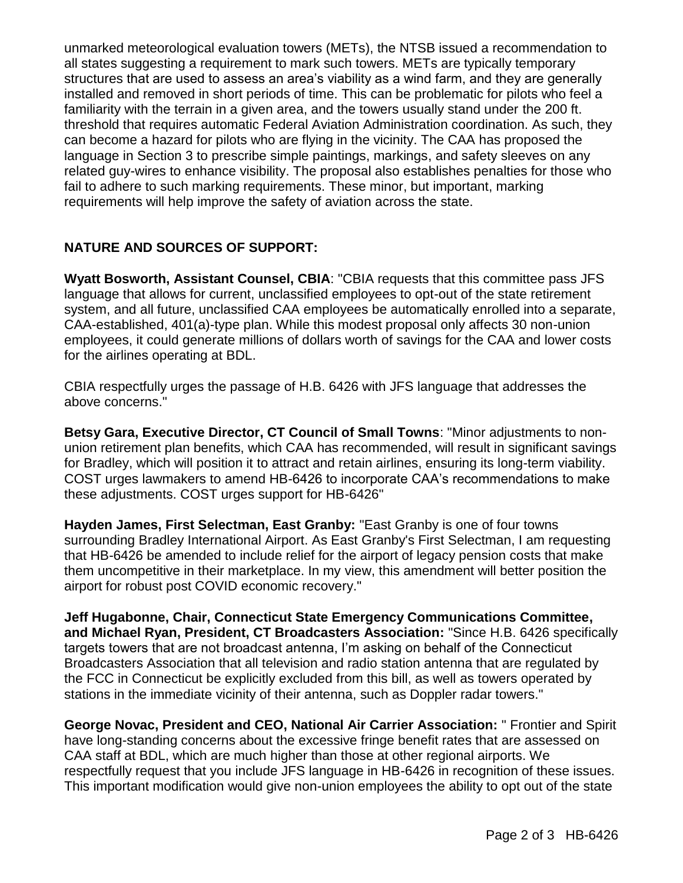unmarked meteorological evaluation towers (METs), the NTSB issued a recommendation to all states suggesting a requirement to mark such towers. METs are typically temporary structures that are used to assess an area's viability as a wind farm, and they are generally installed and removed in short periods of time. This can be problematic for pilots who feel a familiarity with the terrain in a given area, and the towers usually stand under the 200 ft. threshold that requires automatic Federal Aviation Administration coordination. As such, they can become a hazard for pilots who are flying in the vicinity. The CAA has proposed the language in Section 3 to prescribe simple paintings, markings, and safety sleeves on any related guy-wires to enhance visibility. The proposal also establishes penalties for those who fail to adhere to such marking requirements. These minor, but important, marking requirements will help improve the safety of aviation across the state.

## NATURE AND SOURCES OF SUPPORT:

**Wyatt Bosworth, Assistant Counsel, CBIA**: "CBIA requests that this committee pass JFS language that allows for current, unclassified employees to opt-out of the state retirement system, and all future, unclassified CAA employees be automatically enrolled into a separate, CAA-established, 401(a)-type plan. While this modest proposal only affects 30 non-union employees, it could generate millions of dollars worth of savings for the CAA and lower costs for the airlines operating at BDL.

CBIA respectfully urges the passage of H.B. 6426 with JFS language that addresses the above concerns."

**Betsy Gara, Executive Director, CT Council of Small Towns**: "Minor adjustments to non-union retirement plan benefits, which CAA has recommended, will result in significant savings for Bradley, which will position it to attract and retain airlines, ensuring its long-term viability. COST urges lawmakers to amend HB-6426 to incorporate CAA's recommendations to make these adjustments. COST urges support for HB-6426"

**Hayden James, First Selectman, East Granby:** "East Granby is one of four towns surrounding Bradley International Airport. As East Granby's First Selectman, I am requesting that HB-6426 be amended to include relief for the airport of legacy pension costs that make them uncompetitive in their marketplace. In my view, this amendment will better position the airport for robust post COVID economic recovery."

**Jeff Hugabonne, Chair, Connecticut State Emergency Communications Committee, and Michael Ryan, President, CT Broadcasters Association:** "Since H.B. 6426 specifically targets towers that are not broadcast antenna, I'm asking on behalf of the Connecticut Broadcasters Association that all television and radio station antenna that are regulated by the FCC in Connecticut be explicitly excluded from this bill, as well as towers operated by stations in the immediate vicinity of their antenna, such as Doppler radar towers."

**George Novac, President and CEO, National Air Carrier Association:** " Frontier and Spirit have long-standing concerns about the excessive fringe benefit rates that are assessed on CAA staff at BDL, which are much higher than those at other regional airports. We respectfully request that you include JFS language in HB-6426 in recognition of these issues. This important modification would give non-union employees the ability to opt out of the state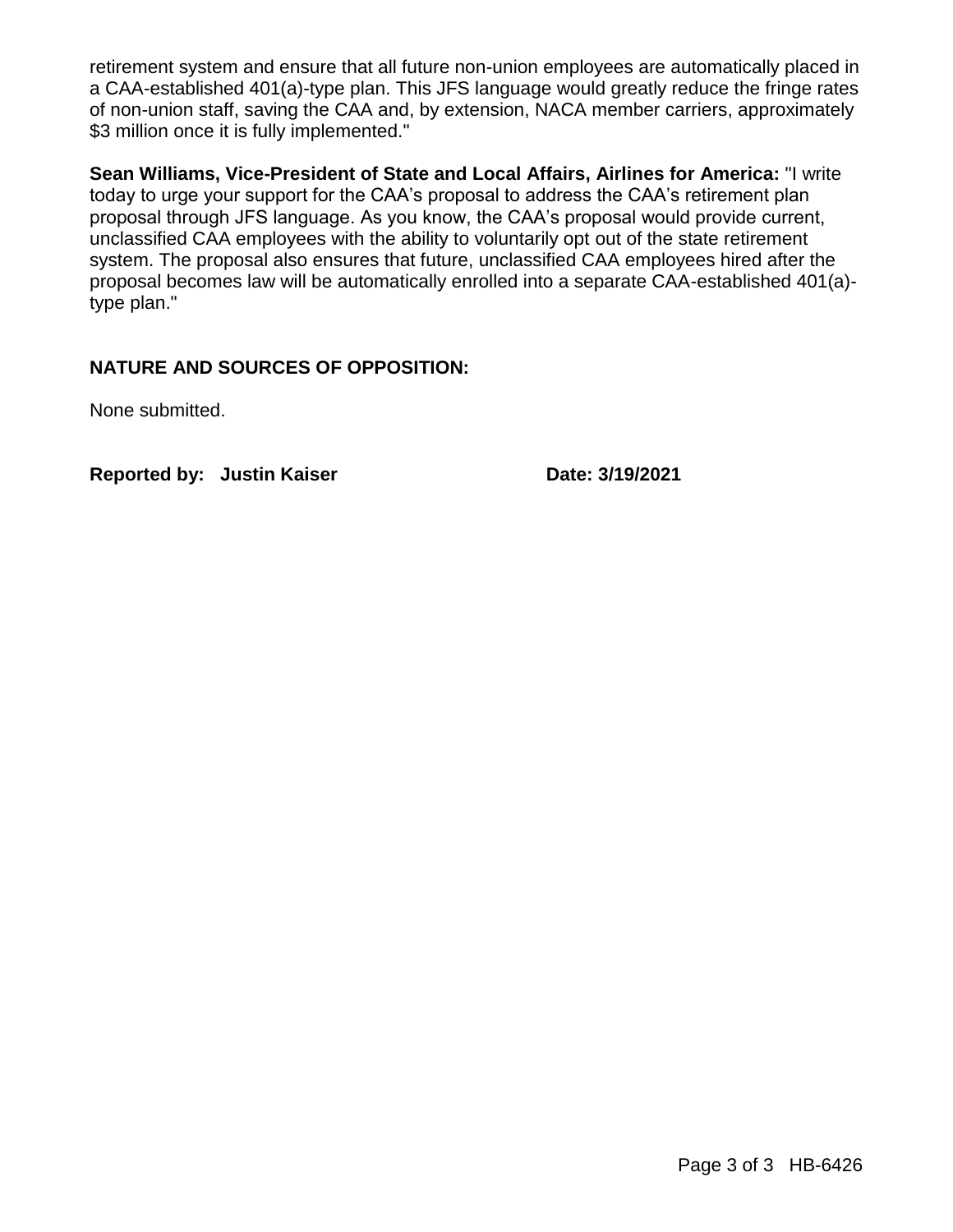retirement system and ensure that all future non-union employees are automatically placed in a CAA-established 401(a)-type plan. This JFS language would greatly reduce the fringe rates of non-union staff, saving the CAA and, by extension, NACA member carriers, approximately $3 million once it is fully implemented."

**Sean Williams, Vice-President of State and Local Affairs, Airlines for America:** "I write today to urge your support for the CAA's proposal to address the CAA's retirement plan proposal through JFS language. As you know, the CAA's proposal would provide current, unclassified CAA employees with the ability to voluntarily opt out of the state retirement system. The proposal also ensures that future, unclassified CAA employees hired after the proposal becomes law will be automatically enrolled into a separate CAA-established 401(a)-type plan."

## NATURE AND SOURCES OF OPPOSITION:

None submitted.

**Reported by: Justin Kaiser** **Date: 3/19/2021**